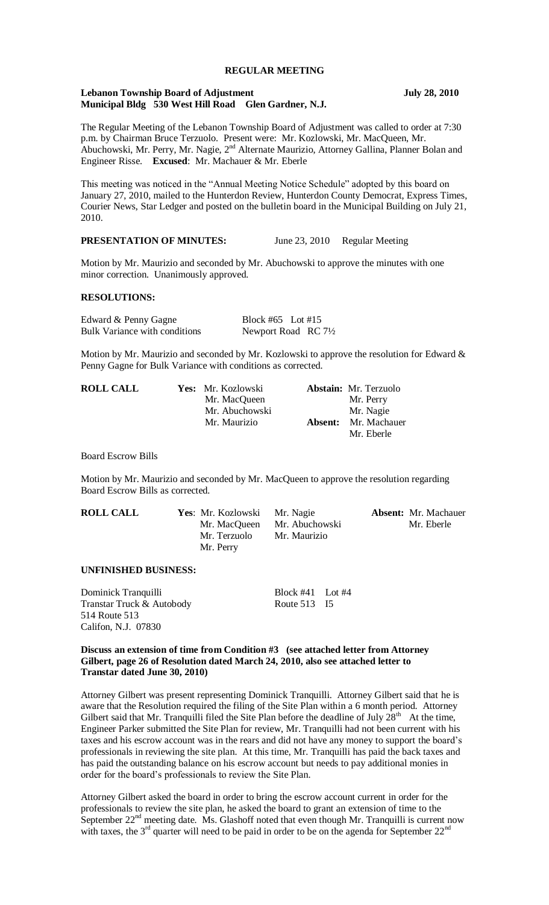# REGULAR MEETING

**Lebanon Township Board of Adjustment** **July 28, 2010**
**Municipal Bldg 530 West Hill Road Glen Gardner, N.J.**

The Regular Meeting of the Lebanon Township Board of Adjustment was called to order at 7:30 p.m. by Chairman Bruce Terzuolo. Present were: Mr. Kozlowski, Mr. MacQueen, Mr. Abuchowski, Mr. Perry, Mr. Nagie, 2nd Alternate Maurizio, Attorney Gallina, Planner Bolan and Engineer Risse. **Excused**: Mr. Machauer & Mr. Eberle

This meeting was noticed in the "Annual Meeting Notice Schedule" adopted by this board on January 27, 2010, mailed to the Hunterdon Review, Hunterdon County Democrat, Express Times, Courier News, Star Ledger and posted on the bulletin board in the Municipal Building on July 21, 2010.

**PRESENTATION OF MINUTES:** June 23, 2010 Regular Meeting

Motion by Mr. Maurizio and seconded by Mr. Abuchowski to approve the minutes with one minor correction. Unanimously approved.

**RESOLUTIONS:**

Edward & Penny Gagne Block #65 Lot #15
Bulk Variance with conditions Newport Road RC 7½

Motion by Mr. Maurizio and seconded by Mr. Kozlowski to approve the resolution for Edward & Penny Gagne for Bulk Variance with conditions as corrected.

| **ROLL CALL** | **Yes:** | | **Abstain:** |
|---|---|---|---|
| | Mr. Kozlowski | | Mr. Terzuolo |
| | Mr. MacQueen | | Mr. Perry |
| | Mr. Abuchowski | | Mr. Nagie |
| | Mr. Maurizio | **Absent:** | Mr. Machauer |
| | | | Mr. Eberle |

Board Escrow Bills

Motion by Mr. Maurizio and seconded by Mr. MacQueen to approve the resolution regarding Board Escrow Bills as corrected.

| **ROLL CALL** | **Yes**: | | **Absent:** |
|---|---|---|---|
| | Mr. Kozlowski | Mr. Nagie | Mr. Machauer |
| | Mr. MacQueen | Mr. Abuchowski | Mr. Eberle |
| | Mr. Terzuolo | Mr. Maurizio | |
| | Mr. Perry | | |

**UNFINISHED BUSINESS:**

Dominick Tranquilli Block #41 Lot #4
Transtar Truck & Autobody Route 513 I5
514 Route 513
Califon, N.J. 07830

**Discuss an extension of time from Condition #3 (see attached letter from Attorney Gilbert, page 26 of Resolution dated March 24, 2010, also see attached letter to Transtar dated June 30, 2010)**

Attorney Gilbert was present representing Dominick Tranquilli. Attorney Gilbert said that he is aware that the Resolution required the filing of the Site Plan within a 6 month period. Attorney Gilbert said that Mr. Tranquilli filed the Site Plan before the deadline of July 28th At the time, Engineer Parker submitted the Site Plan for review, Mr. Tranquilli had not been current with his taxes and his escrow account was in the rears and did not have any money to support the board's professionals in reviewing the site plan. At this time, Mr. Tranquilli has paid the back taxes and has paid the outstanding balance on his escrow account but needs to pay additional monies in order for the board's professionals to review the Site Plan.

Attorney Gilbert asked the board in order to bring the escrow account current in order for the professionals to review the site plan, he asked the board to grant an extension of time to the September 22nd meeting date. Ms. Glashoff noted that even though Mr. Tranquilli is current now with taxes, the 3rd quarter will need to be paid in order to be on the agenda for September 22nd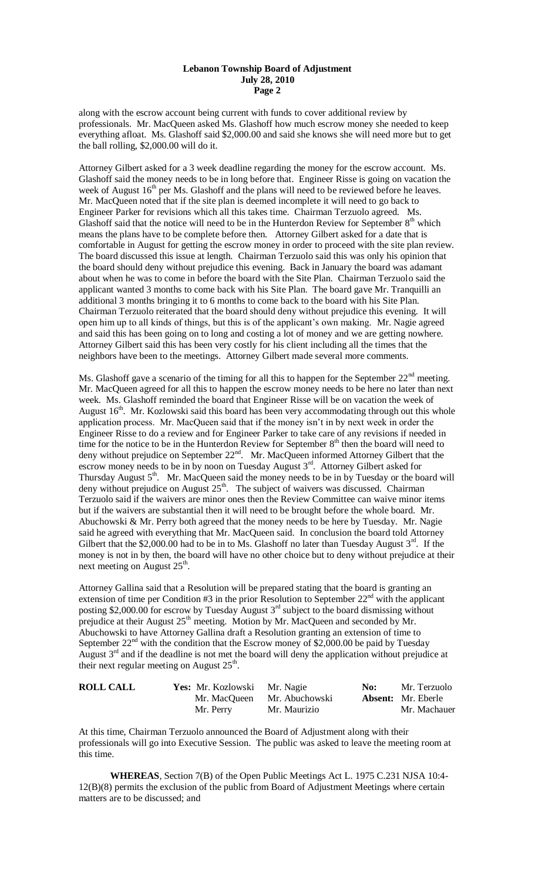along with the escrow account being current with funds to cover additional review by professionals. Mr. MacQueen asked Ms. Glashoff how much escrow money she needed to keep everything afloat. Ms. Glashoff said $2,000.00 and said she knows she will need more but to get the ball rolling, $2,000.00 will do it.

Attorney Gilbert asked for a 3 week deadline regarding the money for the escrow account. Ms. Glashoff said the money needs to be in long before that. Engineer Risse is going on vacation the week of August 16th per Ms. Glashoff and the plans will need to be reviewed before he leaves. Mr. MacQueen noted that if the site plan is deemed incomplete it will need to go back to Engineer Parker for revisions which all this takes time. Chairman Terzuolo agreed. Ms. Glashoff said that the notice will need to be in the Hunterdon Review for September 8th which means the plans have to be complete before then. Attorney Gilbert asked for a date that is comfortable in August for getting the escrow money in order to proceed with the site plan review. The board discussed this issue at length. Chairman Terzuolo said this was only his opinion that the board should deny without prejudice this evening. Back in January the board was adamant about when he was to come in before the board with the Site Plan. Chairman Terzuolo said the applicant wanted 3 months to come back with his Site Plan. The board gave Mr. Tranquilli an additional 3 months bringing it to 6 months to come back to the board with his Site Plan. Chairman Terzuolo reiterated that the board should deny without prejudice this evening. It will open him up to all kinds of things, but this is of the applicant's own making. Mr. Nagie agreed and said this has been going on to long and costing a lot of money and we are getting nowhere. Attorney Gilbert said this has been very costly for his client including all the times that the neighbors have been to the meetings. Attorney Gilbert made several more comments.

Ms. Glashoff gave a scenario of the timing for all this to happen for the September 22nd meeting. Mr. MacQueen agreed for all this to happen the escrow money needs to be here no later than next week. Ms. Glashoff reminded the board that Engineer Risse will be on vacation the week of August 16th. Mr. Kozlowski said this board has been very accommodating through out this whole application process. Mr. MacQueen said that if the money isn't in by next week in order the Engineer Risse to do a review and for Engineer Parker to take care of any revisions if needed in time for the notice to be in the Hunterdon Review for September 8th then the board will need to deny without prejudice on September 22nd. Mr. MacQueen informed Attorney Gilbert that the escrow money needs to be in by noon on Tuesday August 3rd. Attorney Gilbert asked for Thursday August 5th. Mr. MacQueen said the money needs to be in by Tuesday or the board will deny without prejudice on August 25th. The subject of waivers was discussed. Chairman Terzuolo said if the waivers are minor ones then the Review Committee can waive minor items but if the waivers are substantial then it will need to be brought before the whole board. Mr. Abuchowski & Mr. Perry both agreed that the money needs to be here by Tuesday. Mr. Nagie said he agreed with everything that Mr. MacQueen said. In conclusion the board told Attorney Gilbert that the $2,000.00 had to be in to Ms. Glashoff no later than Tuesday August 3rd. If the money is not in by then, the board will have no other choice but to deny without prejudice at their next meeting on August 25th.

Attorney Gallina said that a Resolution will be prepared stating that the board is granting an extension of time per Condition #3 in the prior Resolution to September 22nd with the applicant posting $2,000.00 for escrow by Tuesday August 3rd subject to the board dismissing without prejudice at their August 25th meeting. Motion by Mr. MacQueen and seconded by Mr. Abuchowski to have Attorney Gallina draft a Resolution granting an extension of time to September 22nd with the condition that the Escrow money of $2,000.00 be paid by Tuesday August 3rd and if the deadline is not met the board will deny the application without prejudice at their next regular meeting on August 25th.

| **ROLL CALL** | **Yes:** Mr. Kozlowski | Mr. Nagie | **No:** | Mr. Terzuolo |
|---|---|---|---|---|
| | Mr. MacQueen | Mr. Abuchowski | **Absent:** | Mr. Eberle |
| | Mr. Perry | Mr. Maurizio | | Mr. Machauer |

At this time, Chairman Terzuolo announced the Board of Adjustment along with their professionals will go into Executive Session. The public was asked to leave the meeting room at this time.

**WHEREAS**, Section 7(B) of the Open Public Meetings Act L. 1975 C.231 NJSA 10:4-12(B)(8) permits the exclusion of the public from Board of Adjustment Meetings where certain matters are to be discussed; and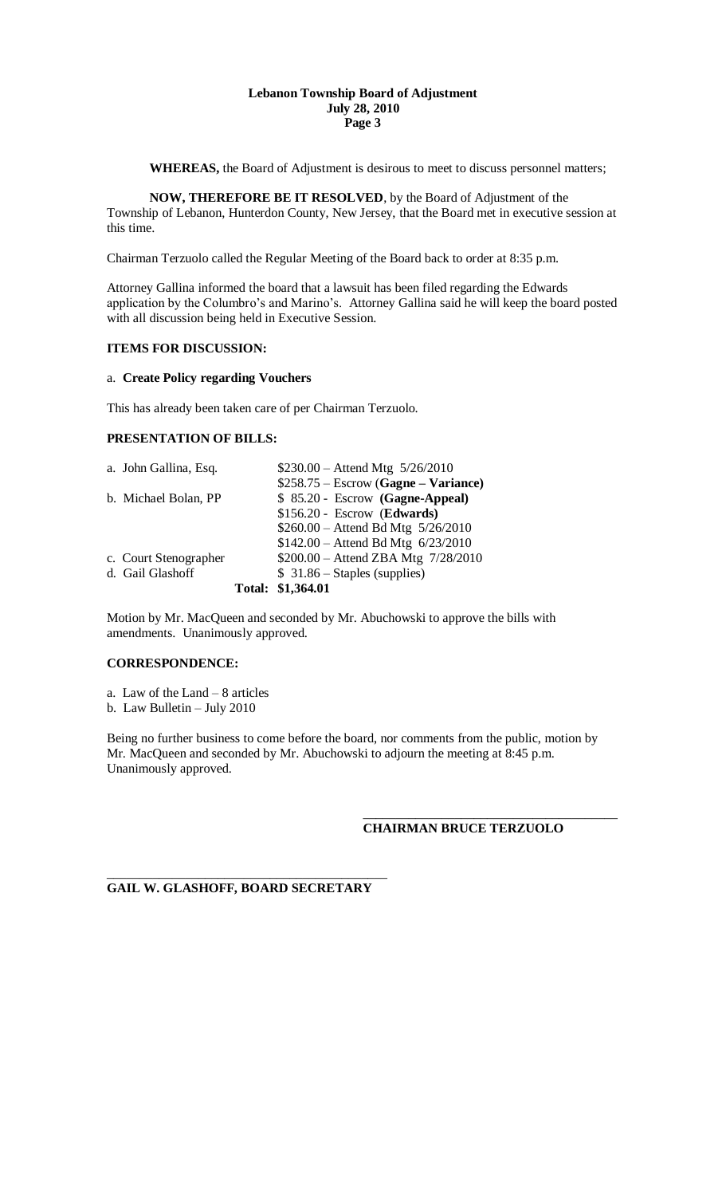**WHEREAS,** the Board of Adjustment is desirous to meet to discuss personnel matters;

**NOW, THEREFORE BE IT RESOLVED**, by the Board of Adjustment of the Township of Lebanon, Hunterdon County, New Jersey, that the Board met in executive session at this time.

Chairman Terzuolo called the Regular Meeting of the Board back to order at 8:35 p.m.

Attorney Gallina informed the board that a lawsuit has been filed regarding the Edwards application by the Columbro's and Marino's. Attorney Gallina said he will keep the board posted with all discussion being held in Executive Session.

**ITEMS FOR DISCUSSION:**

a. **Create Policy regarding Vouchers**

This has already been taken care of per Chairman Terzuolo.

**PRESENTATION OF BILLS:**

| | | |
|---|---|---|
| a. John Gallina, Esq. | | $230.00 – Attend Mtg 5/26/2010 |
| | | $258.75 – Escrow (**Gagne – Variance**) |
| b. Michael Bolan, PP | | $ 85.20 - Escrow **(Gagne-Appeal)** |
| | | $156.20 - Escrow (**Edwards)** |
| | | $260.00 – Attend Bd Mtg 5/26/2010 |
| | | $142.00 – Attend Bd Mtg 6/23/2010 |
| c. Court Stenographer | | $200.00 – Attend ZBA Mtg 7/28/2010 |
| d. Gail Glashoff | | $ 31.86 – Staples (supplies) |
| | **Total:** | **$1,364.01** |

Motion by Mr. MacQueen and seconded by Mr. Abuchowski to approve the bills with amendments. Unanimously approved.

**CORRESPONDENCE:**

a. Law of the Land – 8 articles
b. Law Bulletin – July 2010

Being no further business to come before the board, nor comments from the public, motion by Mr. MacQueen and seconded by Mr. Abuchowski to adjourn the meeting at 8:45 p.m. Unanimously approved.

\_\_\_\_\_\_\_\_\_\_\_\_\_\_\_\_\_\_\_\_\_\_\_\_\_\_\_\_\_\_\_\_\_\_\_\_\_\_\_\_

**CHAIRMAN BRUCE TERZUOLO**

\_\_\_\_\_\_\_\_\_\_\_\_\_\_\_\_\_\_\_\_\_\_\_\_\_\_\_\_\_\_\_\_\_\_\_\_\_\_\_\_

**GAIL W. GLASHOFF, BOARD SECRETARY**